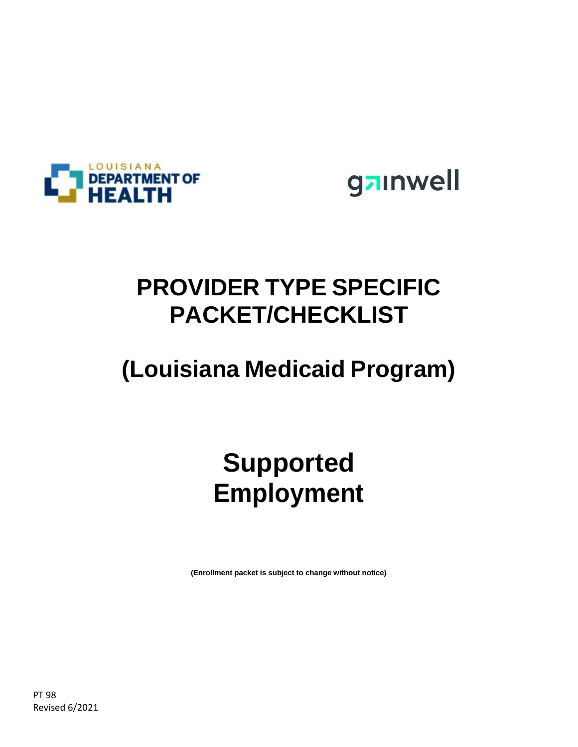# PROVIDER TYPE SPECIFIC PACKET/CHECKLIST

# (Louisiana Medicaid Program)

# Supported Employment

**(Enrollment packet is subject to change without notice)**

PT 98
Revised 6/2021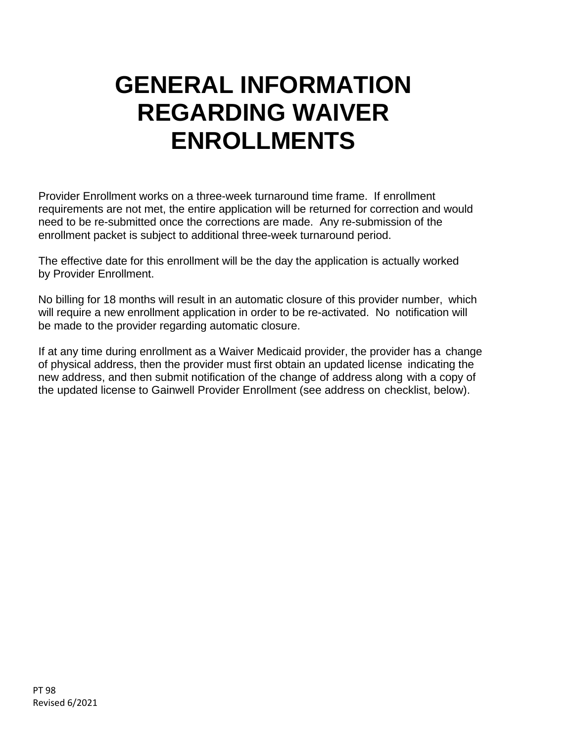# GENERAL INFORMATION REGARDING WAIVER ENROLLMENTS

Provider Enrollment works on a three-week turnaround time frame. If enrollment requirements are not met, the entire application will be returned for correction and would need to be re-submitted once the corrections are made. Any re-submission of the enrollment packet is subject to additional three-week turnaround period.

The effective date for this enrollment will be the day the application is actually worked by Provider Enrollment.

No billing for 18 months will result in an automatic closure of this provider number, which will require a new enrollment application in order to be re-activated. No notification will be made to the provider regarding automatic closure.

If at any time during enrollment as a Waiver Medicaid provider, the provider has a change of physical address, then the provider must first obtain an updated license indicating the new address, and then submit notification of the change of address along with a copy of the updated license to Gainwell Provider Enrollment (see address on checklist, below).

PT 98
Revised 6/2021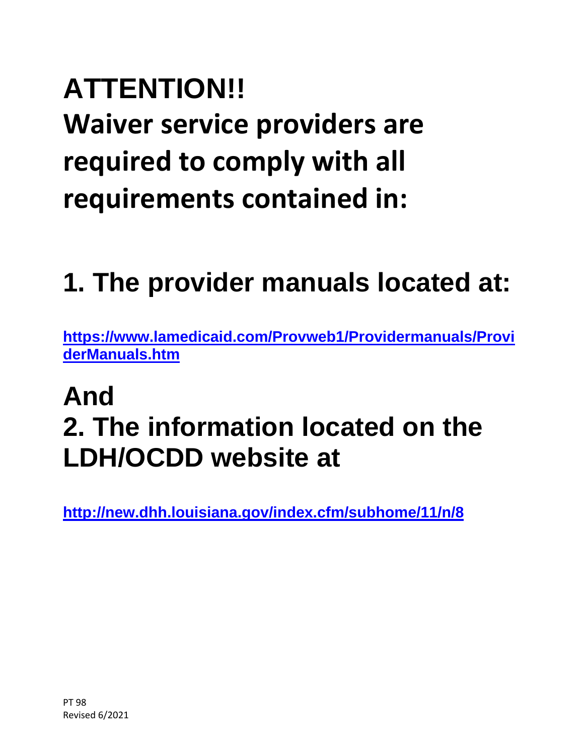# ATTENTION!!

# Waiver service providers are required to comply with all requirements contained in:

## 1. The provider manuals located at:

**https://www.lamedicaid.com/Provweb1/Providermanuals/ProviderManuals.htm**

## And

## 2. The information located on the LDH/OCDD website at

**http://new.dhh.louisiana.gov/index.cfm/subhome/11/n/8**

PT 98
Revised 6/2021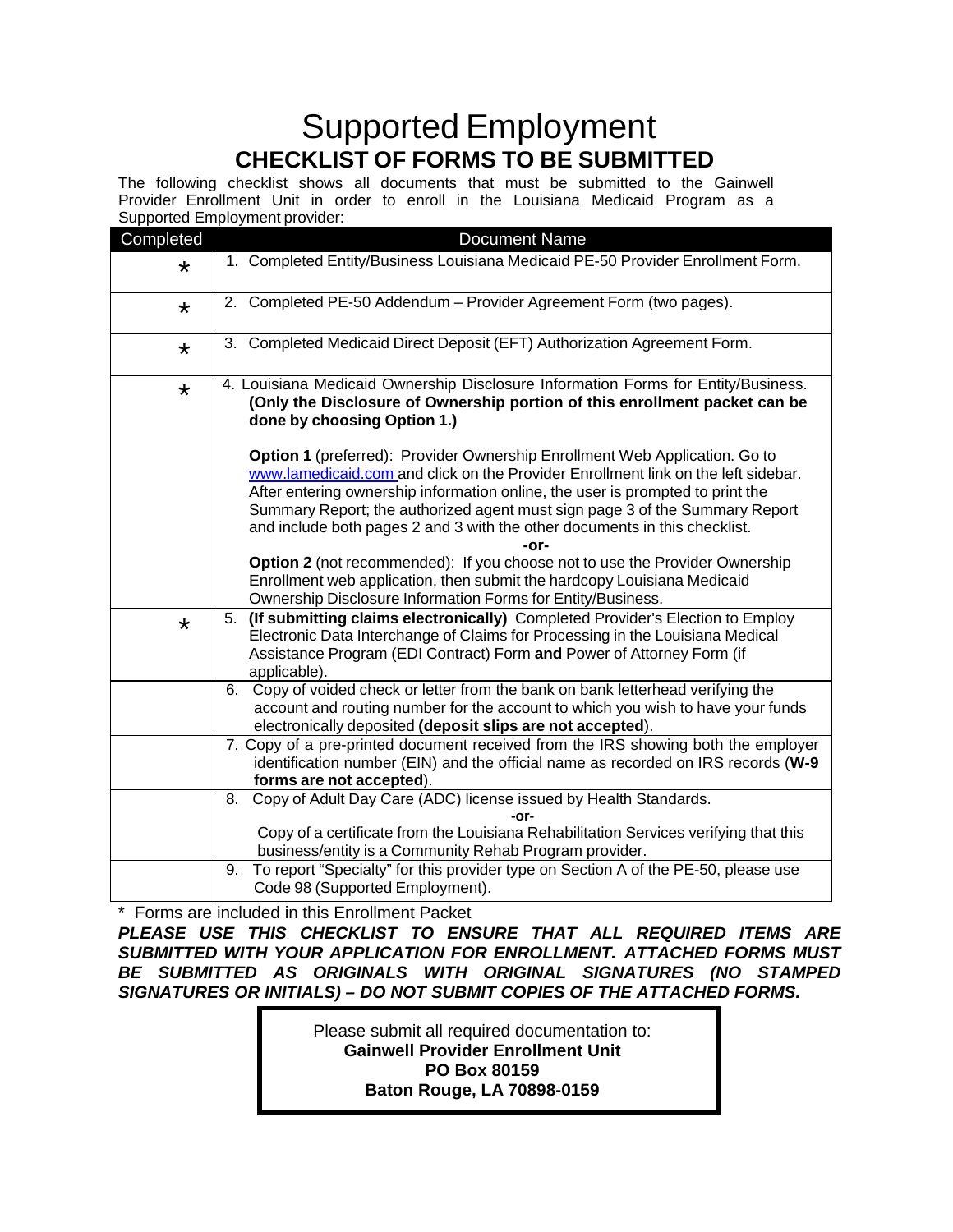# Supported Employment

## CHECKLIST OF FORMS TO BE SUBMITTED

The following checklist shows all documents that must be submitted to the Gainwell Provider Enrollment Unit in order to enroll in the Louisiana Medicaid Program as a Supported Employment provider:

| Completed | Document Name |
|---|---|
| * | 1. Completed Entity/Business Louisiana Medicaid PE-50 Provider Enrollment Form. |
| * | 2. Completed PE-50 Addendum – Provider Agreement Form (two pages). |
| * | 3. Completed Medicaid Direct Deposit (EFT) Authorization Agreement Form. |
| * | 4. Louisiana Medicaid Ownership Disclosure Information Forms for Entity/Business. **(Only the Disclosure of Ownership portion of this enrollment packet can be done by choosing Option 1.)**<br><br>**Option 1** (preferred): Provider Ownership Enrollment Web Application. Go to www.lamedicaid.com and click on the Provider Enrollment link on the left sidebar. After entering ownership information online, the user is prompted to print the Summary Report; the authorized agent must sign page 3 of the Summary Report and include both pages 2 and 3 with the other documents in this checklist.<br>**-or-**<br>**Option 2** (not recommended): If you choose not to use the Provider Ownership Enrollment web application, then submit the hardcopy Louisiana Medicaid Ownership Disclosure Information Forms for Entity/Business. |
| * | 5. **(If submitting claims electronically)** Completed Provider's Election to Employ Electronic Data Interchange of Claims for Processing in the Louisiana Medical Assistance Program (EDI Contract) Form **and** Power of Attorney Form (if applicable). |
| | 6. Copy of voided check or letter from the bank on bank letterhead verifying the account and routing number for the account to which you wish to have your funds electronically deposited **(deposit slips are not accepted)**. |
| | 7. Copy of a pre-printed document received from the IRS showing both the employer identification number (EIN) and the official name as recorded on IRS records (**W-9 forms are not accepted**). |
| | 8. Copy of Adult Day Care (ADC) license issued by Health Standards.<br>**-or-**<br>Copy of a certificate from the Louisiana Rehabilitation Services verifying that this business/entity is a Community Rehab Program provider. |
| | 9. To report "Specialty" for this provider type on Section A of the PE-50, please use Code 98 (Supported Employment). |

\* Forms are included in this Enrollment Packet

***PLEASE USE THIS CHECKLIST TO ENSURE THAT ALL REQUIRED ITEMS ARE SUBMITTED WITH YOUR APPLICATION FOR ENROLLMENT. ATTACHED FORMS MUST BE SUBMITTED AS ORIGINALS WITH ORIGINAL SIGNATURES (NO STAMPED SIGNATURES OR INITIALS) – DO NOT SUBMIT COPIES OF THE ATTACHED FORMS.***

Please submit all required documentation to:
**Gainwell Provider Enrollment Unit**
**PO Box 80159**
**Baton Rouge, LA 70898-0159**